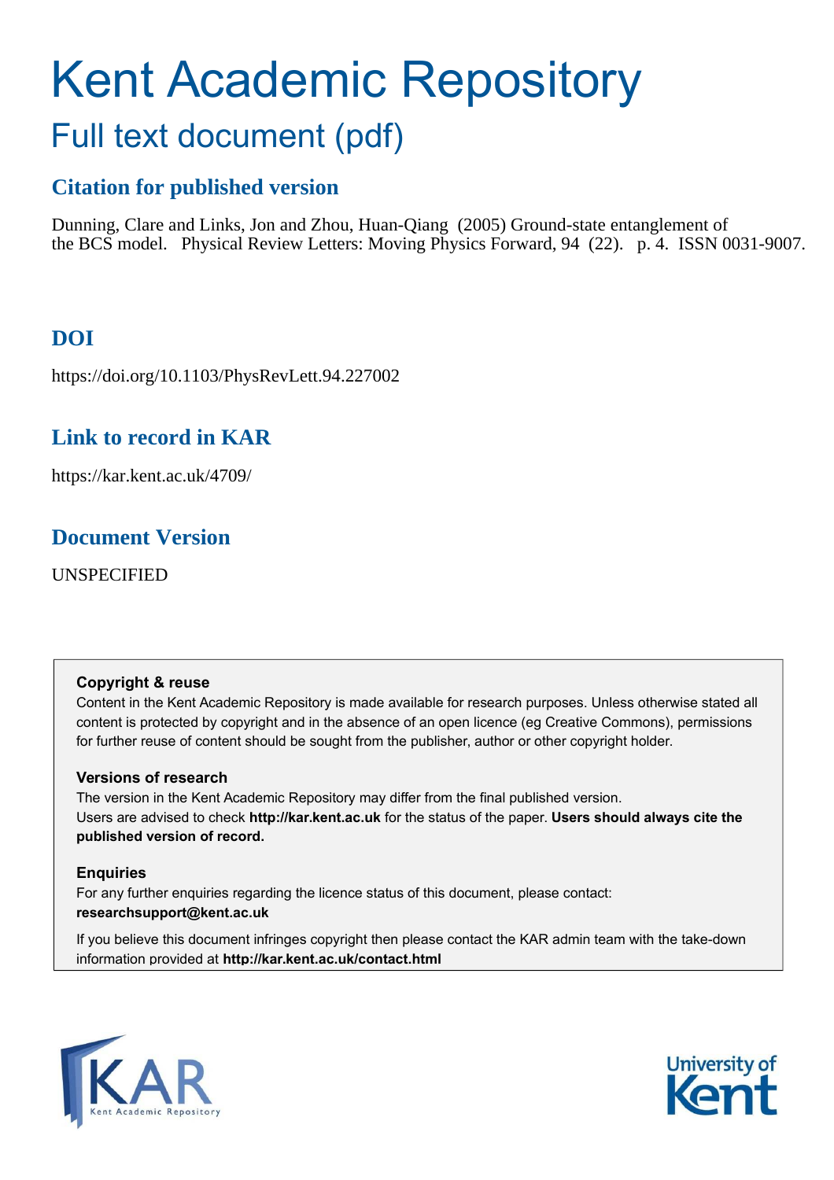# Kent Academic Repository

## Full text document (pdf)

### Citation for published version

Dunning, Clare and Links, Jon and Zhou, Huan-Qiang (2005) Ground-state entanglement of the BCS model. Physical Review Letters: Moving Physics Forward, 94 (22). p. 4. ISSN 0031-9007.

### DOI

https://doi.org/10.1103/PhysRevLett.94.227002

### Link to record in KAR

https://kar.kent.ac.uk/4709/

### Document Version

UNSPECIFIED

**Copyright & reuse**

Content in the Kent Academic Repository is made available for research purposes. Unless otherwise stated all content is protected by copyright and in the absence of an open licence (eg Creative Commons), permissions for further reuse of content should be sought from the publisher, author or other copyright holder.

**Versions of research**

The version in the Kent Academic Repository may differ from the final published version.
Users are advised to check **http://kar.kent.ac.uk** for the status of the paper. **Users should always cite the published version of record.**

**Enquiries**

For any further enquiries regarding the licence status of this document, please contact:
**researchsupport@kent.ac.uk**

If you believe this document infringes copyright then please contact the KAR admin team with the take-down information provided at **http://kar.kent.ac.uk/contact.html**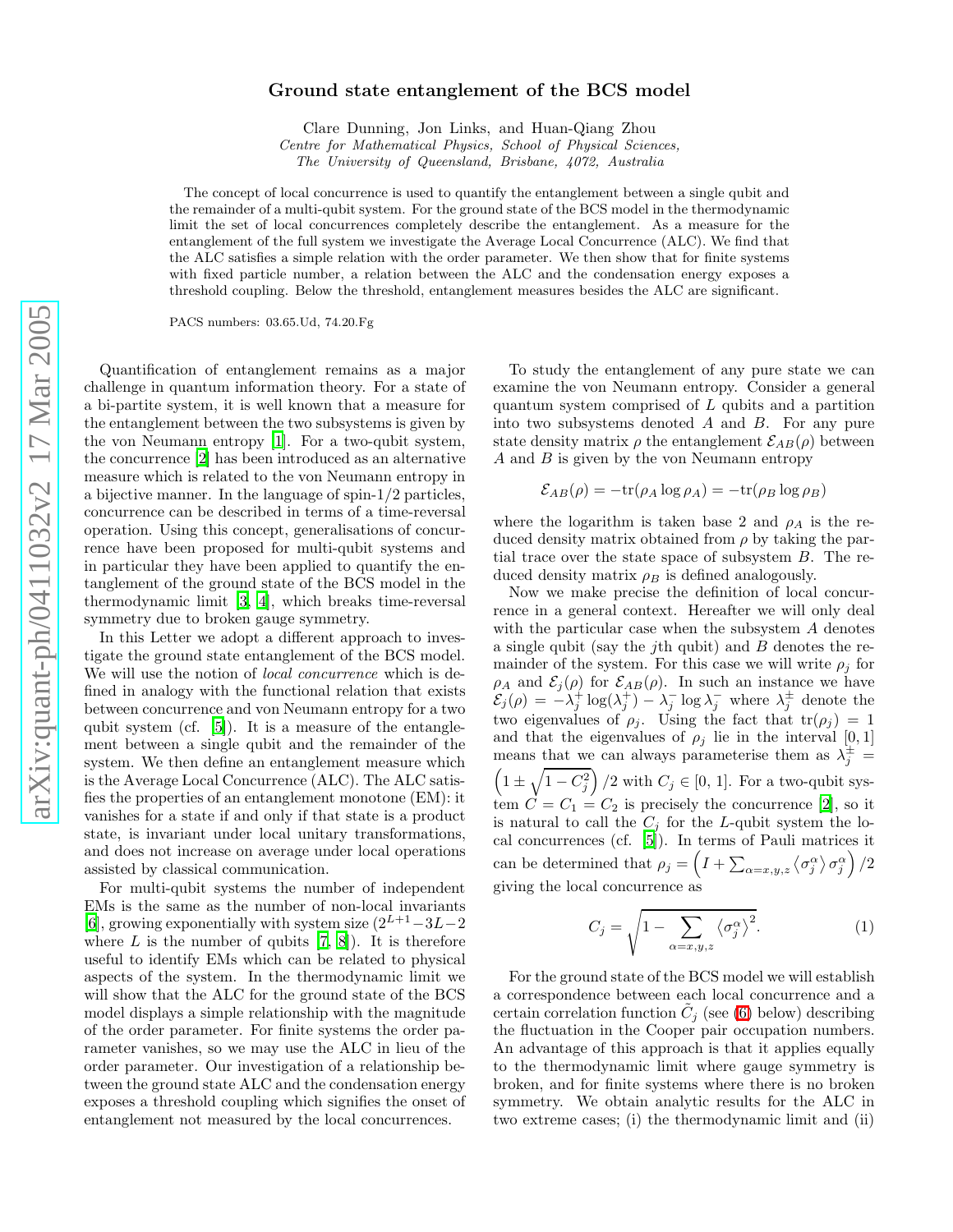# Ground state entanglement of the BCS model

Clare Dunning, Jon Links, and Huan-Qiang Zhou

*Centre for Mathematical Physics, School of Physical Sciences, The University of Queensland, Brisbane, 4072, Australia*

The concept of local concurrence is used to quantify the entanglement between a single qubit and the remainder of a multi-qubit system. For the ground state of the BCS model in the thermodynamic limit the set of local concurrences completely describe the entanglement. As a measure for the entanglement of the full system we investigate the Average Local Concurrence (ALC). We find that the ALC satisfies a simple relation with the order parameter. We then show that for finite systems with fixed particle number, a relation between the ALC and the condensation energy exposes a threshold coupling. Below the threshold, entanglement measures besides the ALC are significant.

PACS numbers: 03.65.Ud, 74.20.Fg

Quantification of entanglement remains as a major challenge in quantum information theory. For a state of a bi-partite system, it is well known that a measure for the entanglement between the two subsystems is given by the von Neumann entropy [1]. For a two-qubit system, the concurrence [2] has been introduced as an alternative measure which is related to the von Neumann entropy in a bijective manner. In the language of spin-1/2 particles, concurrence can be described in terms of a time-reversal operation. Using this concept, generalisations of concurrence have been proposed for multi-qubit systems and in particular they have been applied to quantify the entanglement of the ground state of the BCS model in the thermodynamic limit [3, 4], which breaks time-reversal symmetry due to broken gauge symmetry.

In this Letter we adopt a different approach to investigate the ground state entanglement of the BCS model. We will use the notion of *local concurrence* which is defined in analogy with the functional relation that exists between concurrence and von Neumann entropy for a two qubit system (cf. [5]). It is a measure of the entanglement between a single qubit and the remainder of the system. We then define an entanglement measure which is the Average Local Concurrence (ALC). The ALC satisfies the properties of an entanglement monotone (EM): it vanishes for a state if and only if that state is a product state, is invariant under local unitary transformations, and does not increase on average under local operations assisted by classical communication.

For multi-qubit systems the number of independent EMs is the same as the number of non-local invariants [6], growing exponentially with system size ($2^{L+1}-3L-2$ where $L$ is the number of qubits [7, 8]). It is therefore useful to identify EMs which can be related to physical aspects of the system. In the thermodynamic limit we will show that the ALC for the ground state of the BCS model displays a simple relationship with the magnitude of the order parameter. For finite systems the order parameter vanishes, so we may use the ALC in lieu of the order parameter. Our investigation of a relationship between the ground state ALC and the condensation energy exposes a threshold coupling which signifies the onset of entanglement not measured by the local concurrences.

To study the entanglement of any pure state we can examine the von Neumann entropy. Consider a general quantum system comprised of $L$ qubits and a partition into two subsystems denoted $A$ and $B$. For any pure state density matrix $\rho$ the entanglement $\mathcal{E}_{AB}(\rho)$ between $A$ and $B$ is given by the von Neumann entropy

$$\mathcal{E}_{AB}(\rho) = -\mathrm{tr}(\rho_A \log \rho_A) = -\mathrm{tr}(\rho_B \log \rho_B)$$

where the logarithm is taken base 2 and $\rho_A$ is the reduced density matrix obtained from $\rho$ by taking the partial trace over the state space of subsystem $B$. The reduced density matrix $\rho_B$ is defined analogously.

Now we make precise the definition of local concurrence in a general context. Hereafter we will only deal with the particular case when the subsystem $A$ denotes a single qubit (say the $j$th qubit) and $B$ denotes the remainder of the system. For this case we will write $\rho_j$ for $\rho_A$ and $\mathcal{E}_j(\rho)$ for $\mathcal{E}_{AB}(\rho)$. In such an instance we have $\mathcal{E}_j(\rho) = -\lambda_j^+ \log(\lambda_j^+) - \lambda_j^- \log \lambda_j^-$ where $\lambda_j^\pm$ denote the two eigenvalues of $\rho_j$. Using the fact that $\mathrm{tr}(\rho_j) = 1$ and that the eigenvalues of $\rho_j$ lie in the interval $[0,1]$ means that we can always parameterise them as $\lambda_j^\pm = \left(1 \pm \sqrt{1-C_j^2}\right)/2$ with $C_j \in [0,1]$. For a two-qubit system $C = C_1 = C_2$ is precisely the concurrence [2], so it is natural to call the $C_j$ for the $L$-qubit system the local concurrences (cf. [5]). In terms of Pauli matrices it can be determined that $\rho_j = \left(I + \sum_{\alpha=x,y,z} \langle \sigma_j^\alpha \rangle \sigma_j^\alpha\right)/2$ giving the local concurrence as

$$C_j = \sqrt{1 - \sum_{\alpha=x,y,z} \langle \sigma_j^\alpha \rangle^2}. \tag{1}$$

For the ground state of the BCS model we will establish a correspondence between each local concurrence and a certain correlation function $\tilde{C}_j$ (see (6) below) describing the fluctuation in the Cooper pair occupation numbers. An advantage of this approach is that it applies equally to the thermodynamic limit where gauge symmetry is broken, and for finite systems where there is no broken symmetry. We obtain analytic results for the ALC in two extreme cases; (i) the thermodynamic limit and (ii)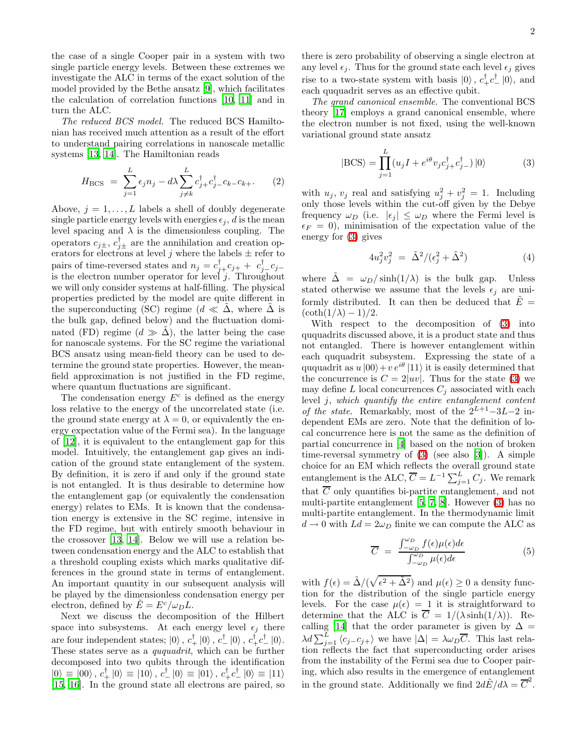the case of a single Cooper pair in a system with two single particle energy levels. Between these extremes we investigate the ALC in terms of the exact solution of the model provided by the Bethe ansatz [9], which facilitates the calculation of correlation functions [10, 11] and in turn the ALC.

*The reduced BCS model.* The reduced BCS Hamiltonian has received much attention as a result of the effort to understand pairing correlations in nanoscale metallic systems [13, 14]. The Hamiltonian reads

$$H_{\rm BCS} \;=\; \sum_{j=1}^{L}\epsilon_j n_j - d\lambda\sum_{j\neq k}^{L} c^\dagger_{j+}c^\dagger_{j-}c_{k-}c_{k+}. \qquad (2)$$

Above, $j=1,\ldots,L$ labels a shell of doubly degenerate single particle energy levels with energies $\epsilon_j$, $d$ is the mean level spacing and $\lambda$ is the dimensionless coupling. The operators $c_{j\pm}$, $c^\dagger_{j\pm}$ are the annihilation and creation operators for electrons at level $j$ where the labels $\pm$ refer to pairs of time-reversed states and $n_j = c^\dagger_{j+}c_{j+} + c^\dagger_{j-}c_{j-}$ is the electron number operator for level $j$. Throughout we will only consider systems at half-filling. The physical properties predicted by the model are quite different in the superconducting (SC) regime ($d \ll \tilde{\Delta}$, where $\tilde{\Delta}$ is the bulk gap, defined below) and the fluctuation dominated (FD) regime ($d \gg \tilde{\Delta}$), the latter being the case for nanoscale systems. For the SC regime the variational BCS ansatz using mean-field theory can be used to determine the ground state properties. However, the mean-field approximation is not justified in the FD regime, where quantum fluctuations are significant.

The condensation energy $E^c$ is defined as the energy loss relative to the energy of the uncorrelated state (i.e. the ground state energy at $\lambda=0$, or equivalently the energy expectation value of the Fermi sea). In the language of [12], it is equivalent to the entanglement gap for this model. Intuitively, the entanglement gap gives an indication of the ground state entanglement of the system. By definition, it is zero if and only if the ground state is not entangled. It is thus desirable to determine how the entanglement gap (or equivalently the condensation energy) relates to EMs. It is known that the condensation energy is extensive in the SC regime, intensive in the FD regime, but with entirely smooth behaviour in the crossover [13, 14]. Below we will use a relation between condensation energy and the ALC to establish that a threshold coupling exists which marks qualitative differences in the ground state in terms of entanglement. An important quantity in our subsequent analysis will be played by the dimensionless condensation energy per electron, defined by $\tilde{E} = E^c/\omega_D L$.

Next we discuss the decomposition of the Hilbert space into subsystems. At each energy level $\epsilon_j$ there are four independent states; $|0\rangle\,,\, c^\dagger_+|0\rangle\,,\, c^\dagger_-|0\rangle\,,\, c^\dagger_+c^\dagger_-|0\rangle$. These states serve as a *ququadrit*, which can be further decomposed into two qubits through the identification $|0\rangle\equiv|00\rangle\,,\, c^\dagger_+|0\rangle\equiv|10\rangle\,,\, c^\dagger_-|0\rangle\equiv|01\rangle\,,\, c^\dagger_+c^\dagger_-|0\rangle\equiv|11\rangle$ [15, 16]. In the ground state all electrons are paired, so there is zero probability of observing a single electron at any level $\epsilon_j$. Thus for the ground state each level $\epsilon_j$ gives rise to a two-state system with basis $|0\rangle\,,\, c^\dagger_+c^\dagger_-|0\rangle$, and each ququadrit serves as an effective qubit.

*The grand canonical ensemble.* The conventional BCS theory [17] employs a grand canonical ensemble, where the electron number is not fixed, using the well-known variational ground state ansatz

$$|{\rm BCS}\rangle = \prod_{j=1}^{L}(u_j I + e^{i\theta}v_j c^\dagger_{j+}c^\dagger_{j-})\,|0\rangle \qquad (3)$$

with $u_j$, $v_j$ real and satisfying $u_j^2+v_j^2=1$. Including only those levels within the cut-off given by the Debye frequency $\omega_D$ (i.e. $|\epsilon_j|\le\omega_D$ where the Fermi level is $\epsilon_F=0$), minimisation of the expectation value of the energy for (3) gives

$$4u_j^2v_j^2 \;=\; \tilde{\Delta}^2/(\epsilon_j^2+\tilde{\Delta}^2) \qquad (4)$$

where $\tilde{\Delta} = \omega_D/\sinh(1/\lambda)$ is the bulk gap. Unless stated otherwise we assume that the levels $\epsilon_j$ are uniformly distributed. It can then be deduced that $\tilde{E} = (\coth(1/\lambda)-1)/2$.

With respect to the decomposition of (3) into ququadrits discussed above, it is a product state and thus not entangled. There is however entanglement within each ququadrit subsystem. Expressing the state of a ququadrit as $u\,|00\rangle + v\,e^{i\theta}\,|11\rangle$ it is easily determined that the concurrence is $C=2|uv|$. Thus for the state (3) we may define $L$ local concurrences $C_j$ associated with each level $j$, *which quantify the entire entanglement content of the state*. Remarkably, most of the $2^{L+1}-3L-2$ independent EMs are zero. Note that the definition of local concurrence here is not the same as the definition of partial concurrence in [4] based on the notion of broken time-reversal symmetry of (3) (see also [3]). A simple choice for an EM which reflects the overall ground state entanglement is the ALC, $\overline{C} = L^{-1}\sum_{j=1}^{L} C_j$. We remark that $\overline{C}$ only quantifies bi-partite entanglement, and not multi-partite entanglement [5, 7, 8]. However (3) has no multi-partite entanglement. In the thermodynamic limit $d\to 0$ with $Ld=2\omega_D$ finite we can compute the ALC as

$$\overline{C} \;=\; \frac{\int_{-\omega_D}^{\omega_D} f(\epsilon)\mu(\epsilon)d\epsilon}{\int_{-\omega_D}^{\omega_D}\mu(\epsilon)d\epsilon} \qquad (5)$$

with $f(\epsilon) = \tilde{\Delta}/(\sqrt{\epsilon^2+\tilde{\Delta}^2})$ and $\mu(\epsilon)\ge 0$ a density function for the distribution of the single particle energy levels. For the case $\mu(\epsilon)=1$ it is straightforward to determine that the ALC is $\overline{C} = 1/(\lambda\sinh(1/\lambda))$. Recalling [14] that the order parameter is given by $\Delta = \lambda d\sum_{j=1}^{L}\langle c_{j-}c_{j+}\rangle$ we have $|\Delta| = \lambda\omega_D\overline{C}$. This last relation reflects the fact that superconducting order arises from the instability of the Fermi sea due to Cooper pairing, which also results in the emergence of entanglement in the ground state. Additionally we find $2d\tilde{E}/d\lambda = \overline{C}^2$.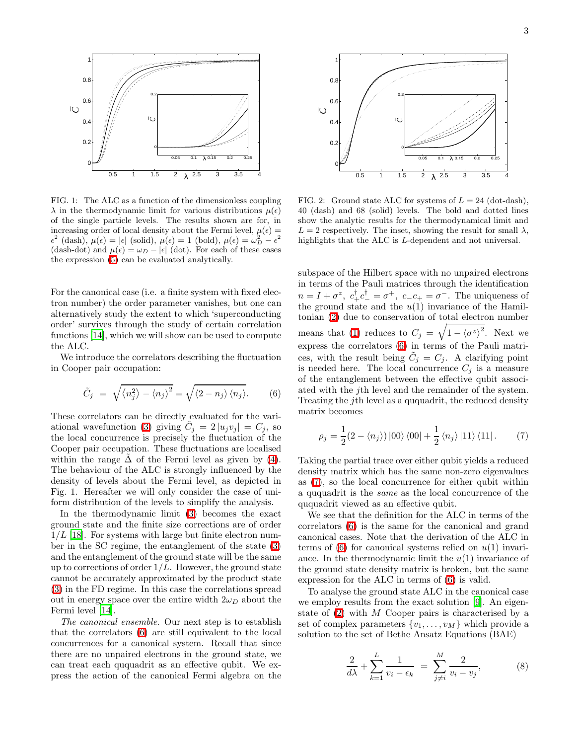FIG. 1: The ALC as a function of the dimensionless coupling $\lambda$ in the thermodynamic limit for various distributions $\mu(\epsilon)$ of the single particle levels. The results shown are for, in increasing order of local density about the Fermi level, $\mu(\epsilon) = \epsilon^2$ (dash), $\mu(\epsilon) = |\epsilon|$ (solid), $\mu(\epsilon) = 1$ (bold), $\mu(\epsilon) = \omega_D^2 - \epsilon^2$ (dash-dot) and $\mu(\epsilon) = \omega_D - |\epsilon|$ (dot). For each of these cases the expression (5) can be evaluated analytically.

For the canonical case (i.e. a finite system with fixed electron number) the order parameter vanishes, but one can alternatively study the extent to which 'superconducting order' survives through the study of certain correlation functions [14], which we will show can be used to compute the ALC.

We introduce the correlators describing the fluctuation in Cooper pair occupation:

$$\tilde{C}_j = \sqrt{\langle n_j^2 \rangle - \langle n_j \rangle^2} = \sqrt{\langle 2 - n_j \rangle \langle n_j \rangle}. \quad (6)$$

These correlators can be directly evaluated for the variational wavefunction (3) giving $\tilde{C}_j = 2|u_j v_j| = C_j$, so the local concurrence is precisely the fluctuation of the Cooper pair occupation. These fluctuations are localised within the range $\tilde{\Delta}$ of the Fermi level as given by (4). The behaviour of the ALC is strongly influenced by the density of levels about the Fermi level, as depicted in Fig. 1. Hereafter we will only consider the case of uniform distribution of the levels to simplify the analysis.

In the thermodynamic limit (3) becomes the exact ground state and the finite size corrections are of order $1/L$ [18]. For systems with large but finite electron number in the SC regime, the entanglement of the state (3) and the entanglement of the ground state will be the same up to corrections of order $1/L$. However, the ground state cannot be accurately approximated by the product state (3) in the FD regime. In this case the correlations spread out in energy space over the entire width $2\omega_D$ about the Fermi level [14].

*The canonical ensemble.* Our next step is to establish that the correlators (6) are still equivalent to the local concurrences for a canonical system. Recall that since there are no unpaired electrons in the ground state, we can treat each ququadrit as an effective qubit. We express the action of the canonical Fermi algebra on the

FIG. 2: Ground state ALC for systems of $L = 24$ (dot-dash), 40 (dash) and 68 (solid) levels. The bold and dotted lines show the analytic results for the thermodynamical limit and $L = 2$ respectively. The inset, showing the result for small $\lambda$, highlights that the ALC is $L$-dependent and not universal.

subspace of the Hilbert space with no unpaired electrons in terms of the Pauli matrices through the identification $n = I + \sigma^z$, $c_+^\dagger c_-^\dagger = \sigma^+$, $c_- c_+ = \sigma^-$. The uniqueness of the ground state and the $u(1)$ invariance of the Hamiltonian (2) due to conservation of total electron number means that (1) reduces to $C_j = \sqrt{1 - \langle \sigma^z \rangle^2}$. Next we express the correlators (6) in terms of the Pauli matrices, with the result being $\tilde{C}_j = C_j$. A clarifying point is needed here. The local concurrence $C_j$ is a measure of the entanglement between the effective qubit associated with the $j$th level and the remainder of the system. Treating the $j$th level as a ququadrit, the reduced density matrix becomes

$$\rho_j = \frac{1}{2}(2 - \langle n_j \rangle) |00\rangle\langle 00| + \frac{1}{2}\langle n_j \rangle |11\rangle\langle 11|. \quad (7)$$

Taking the partial trace over either qubit yields a reduced density matrix which has the same non-zero eigenvalues as (7), so the local concurrence for either qubit within a ququadrit is the *same* as the local concurrence of the ququadrit viewed as an effective qubit.

We see that the definition for the ALC in terms of the correlators (6) is the same for the canonical and grand canonical cases. Note that the derivation of the ALC in terms of (6) for canonical systems relied on $u(1)$ invariance. In the thermodynamic limit the $u(1)$ invariance of the ground state density matrix is broken, but the same expression for the ALC in terms of (6) is valid.

To analyse the ground state ALC in the canonical case we employ results from the exact solution [9]. An eigenstate of (2) with $M$ Cooper pairs is characterised by a set of complex parameters $\{v_1, \ldots, v_M\}$ which provide a solution to the set of Bethe Ansatz Equations (BAE)

$$\frac{2}{d\lambda} + \sum_{k=1}^{L} \frac{1}{v_i - \epsilon_k} = \sum_{j \neq i}^{M} \frac{2}{v_i - v_j}, \quad (8)$$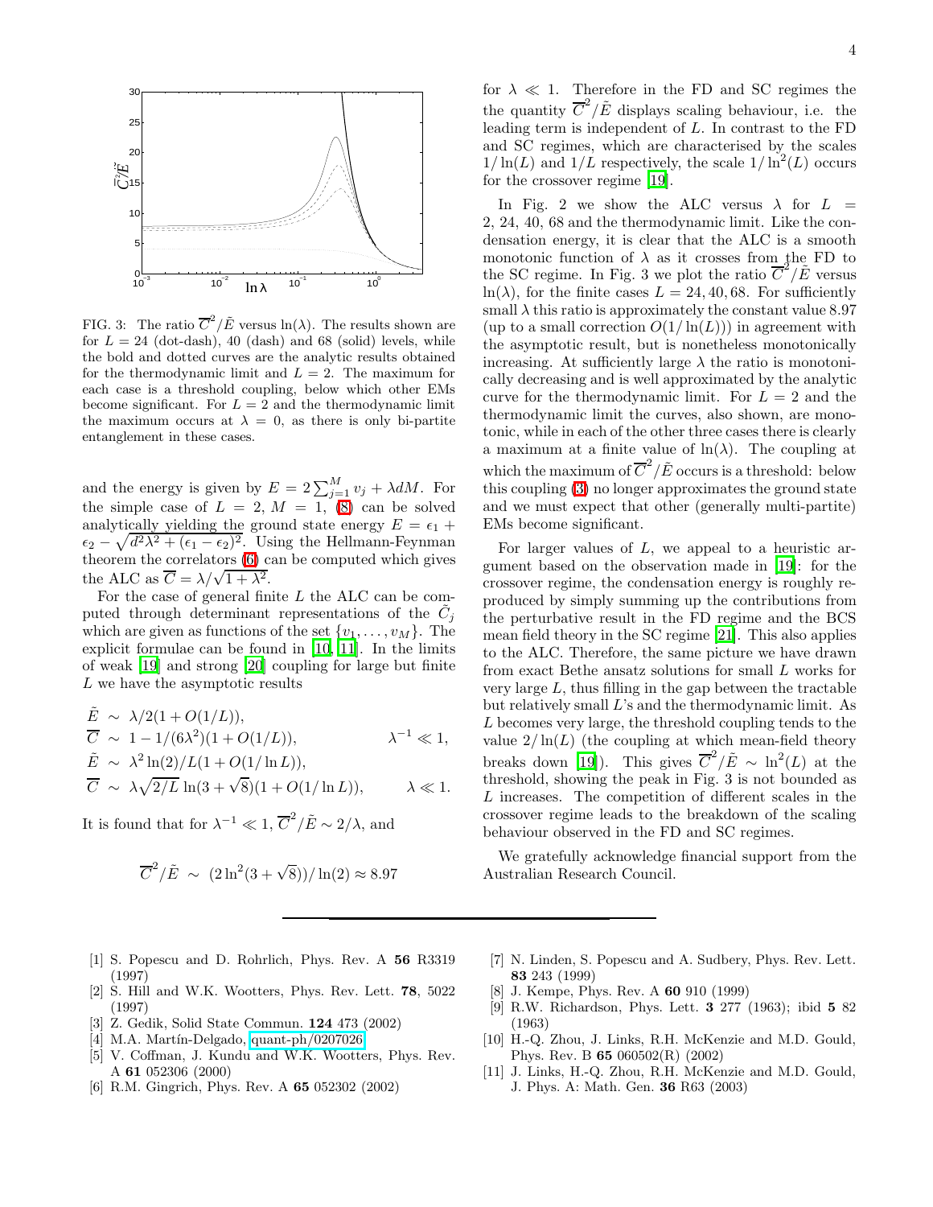FIG. 3: The ratio $\overline{C}^2/\tilde{E}$ versus $\ln(\lambda)$. The results shown are for $L = 24$ (dot-dash), 40 (dash) and 68 (solid) levels, while the bold and dotted curves are the analytic results obtained for the thermodynamic limit and $L = 2$. The maximum for each case is a threshold coupling, below which other EMs become significant. For $L = 2$ and the thermodynamic limit the maximum occurs at $\lambda = 0$, as there is only bi-partite entanglement in these cases.

and the energy is given by $E = 2\sum_{j=1}^{M} v_j + \lambda dM$. For the simple case of $L = 2$, $M = 1$, (8) can be solved analytically yielding the ground state energy $E = \epsilon_1 + \epsilon_2 - \sqrt{d^2\lambda^2 + (\epsilon_1 - \epsilon_2)^2}$. Using the Hellmann-Feynman theorem the correlators (6) can be computed which gives the ALC as $\overline{C} = \lambda/\sqrt{1+\lambda^2}$.

For the case of general finite $L$ the ALC can be computed through determinant representations of the $\tilde{C}_j$ which are given as functions of the set $\{v_1, \ldots, v_M\}$. The explicit formulae can be found in [10, 11]. In the limits of weak [19] and strong [20] coupling for large but finite $L$ we have the asymptotic results

$$
\begin{aligned}
\tilde{E} &\sim \lambda/2(1 + O(1/L)), \\
\overline{C} &\sim 1 - 1/(6\lambda^2)(1 + O(1/L)), && \lambda^{-1} \ll 1, \\
\tilde{E} &\sim \lambda^2 \ln(2)/L(1 + O(1/\ln L)), \\
\overline{C} &\sim \lambda\sqrt{2/L}\ln(3+\sqrt{8})(1 + O(1/\ln L)), && \lambda \ll 1.
\end{aligned}
$$

It is found that for $\lambda^{-1} \ll 1$, $\overline{C}^2/\tilde{E} \sim 2/\lambda$, and

$$
\overline{C}^2/\tilde{E} \sim (2\ln^2(3+\sqrt{8}))/\ln(2) \approx 8.97
$$

for $\lambda \ll 1$. Therefore in the FD and SC regimes the the quantity $\overline{C}^2/\tilde{E}$ displays scaling behaviour, i.e. the leading term is independent of $L$. In contrast to the FD and SC regimes, which are characterised by the scales $1/\ln(L)$ and $1/L$ respectively, the scale $1/\ln^2(L)$ occurs for the crossover regime [19].

In Fig. 2 we show the ALC versus $\lambda$ for $L = 2, 24, 40, 68$ and the thermodynamic limit. Like the condensation energy, it is clear that the ALC is a smooth monotonic function of $\lambda$ as it crosses from the FD to the SC regime. In Fig. 3 we plot the ratio $\overline{C}^2/\tilde{E}$ versus $\ln(\lambda)$, for the finite cases $L = 24, 40, 68$. For sufficiently small $\lambda$ this ratio is approximately the constant value 8.97 (up to a small correction $O(1/\ln(L))$) in agreement with the asymptotic result, but is nonetheless monotonically increasing. At sufficiently large $\lambda$ the ratio is monotonically decreasing and is well approximated by the analytic curve for the thermodynamic limit. For $L = 2$ and the thermodynamic limit the curves, also shown, are monotonic, while in each of the other three cases there is clearly a maximum at a finite value of $\ln(\lambda)$. The coupling at which the maximum of $\overline{C}^2/\tilde{E}$ occurs is a threshold: below this coupling (3) no longer approximates the ground state and we must expect that other (generally multi-partite) EMs become significant.

For larger values of $L$, we appeal to a heuristic argument based on the observation made in [19]: for the crossover regime, the condensation energy is roughly reproduced by simply summing up the contributions from the perturbative result in the FD regime and the BCS mean field theory in the SC regime [21]. This also applies to the ALC. Therefore, the same picture we have drawn from exact Bethe ansatz solutions for small $L$ works for very large $L$, thus filling in the gap between the tractable but relatively small $L$'s and the thermodynamic limit. As $L$ becomes very large, the threshold coupling tends to the value $2/\ln(L)$ (the coupling at which mean-field theory breaks down [19]). This gives $\overline{C}^2/\tilde{E} \sim \ln^2(L)$ at the threshold, showing the peak in Fig. 3 is not bounded as $L$ increases. The competition of different scales in the crossover regime leads to the breakdown of the scaling behaviour observed in the FD and SC regimes.

We gratefully acknowledge financial support from the Australian Research Council.

---

[1] S. Popescu and D. Rohrlich, Phys. Rev. A **56** R3319 (1997)

[2] S. Hill and W.K. Wootters, Phys. Rev. Lett. **78**, 5022 (1997)

[3] Z. Gedik, Solid State Commun. **124** 473 (2002)

[4] M.A. Martín-Delgado, quant-ph/0207026

[5] V. Coffman, J. Kundu and W.K. Wootters, Phys. Rev. A **61** 052306 (2000)

[6] R.M. Gingrich, Phys. Rev. A **65** 052302 (2002)

[7] N. Linden, S. Popescu and A. Sudbery, Phys. Rev. Lett. **83** 243 (1999)

[8] J. Kempe, Phys. Rev. A **60** 910 (1999)

[9] R.W. Richardson, Phys. Lett. **3** 277 (1963); ibid **5** 82 (1963)

[10] H.-Q. Zhou, J. Links, R.H. McKenzie and M.D. Gould, Phys. Rev. B **65** 060502(R) (2002)

[11] J. Links, H.-Q. Zhou, R.H. McKenzie and M.D. Gould, J. Phys. A: Math. Gen. **36** R63 (2003)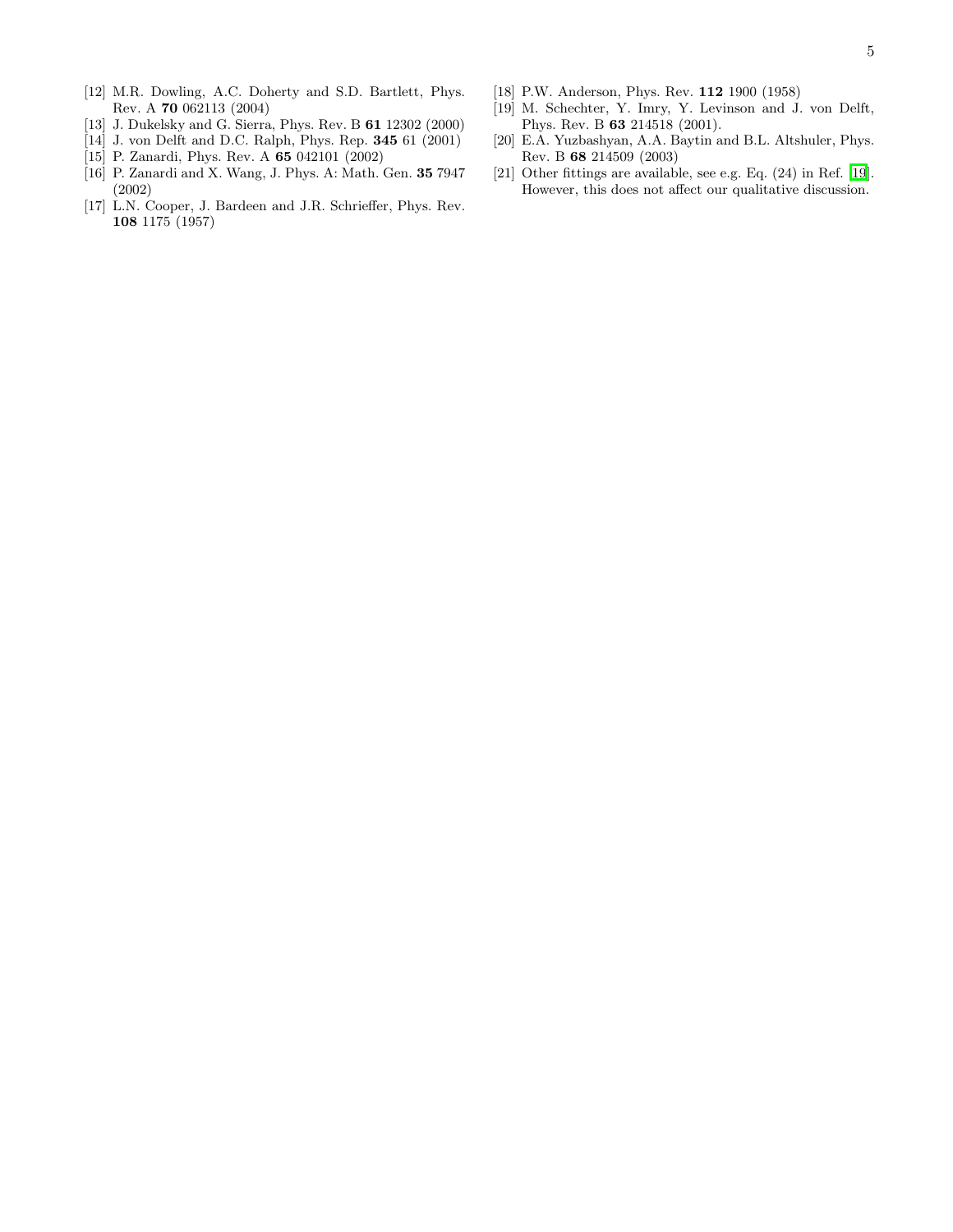[12] M.R. Dowling, A.C. Doherty and S.D. Bartlett, Phys. Rev. A **70** 062113 (2004)

[13] J. Dukelsky and G. Sierra, Phys. Rev. B **61** 12302 (2000)

[14] J. von Delft and D.C. Ralph, Phys. Rep. **345** 61 (2001)

[15] P. Zanardi, Phys. Rev. A **65** 042101 (2002)

[16] P. Zanardi and X. Wang, J. Phys. A: Math. Gen. **35** 7947 (2002)

[17] L.N. Cooper, J. Bardeen and J.R. Schrieffer, Phys. Rev. **108** 1175 (1957)

[18] P.W. Anderson, Phys. Rev. **112** 1900 (1958)

[19] M. Schechter, Y. Imry, Y. Levinson and J. von Delft, Phys. Rev. B **63** 214518 (2001).

[20] E.A. Yuzbashyan, A.A. Baytin and B.L. Altshuler, Phys. Rev. B **68** 214509 (2003)

[21] Other fittings are available, see e.g. Eq. (24) in Ref. [19]. However, this does not affect our qualitative discussion.